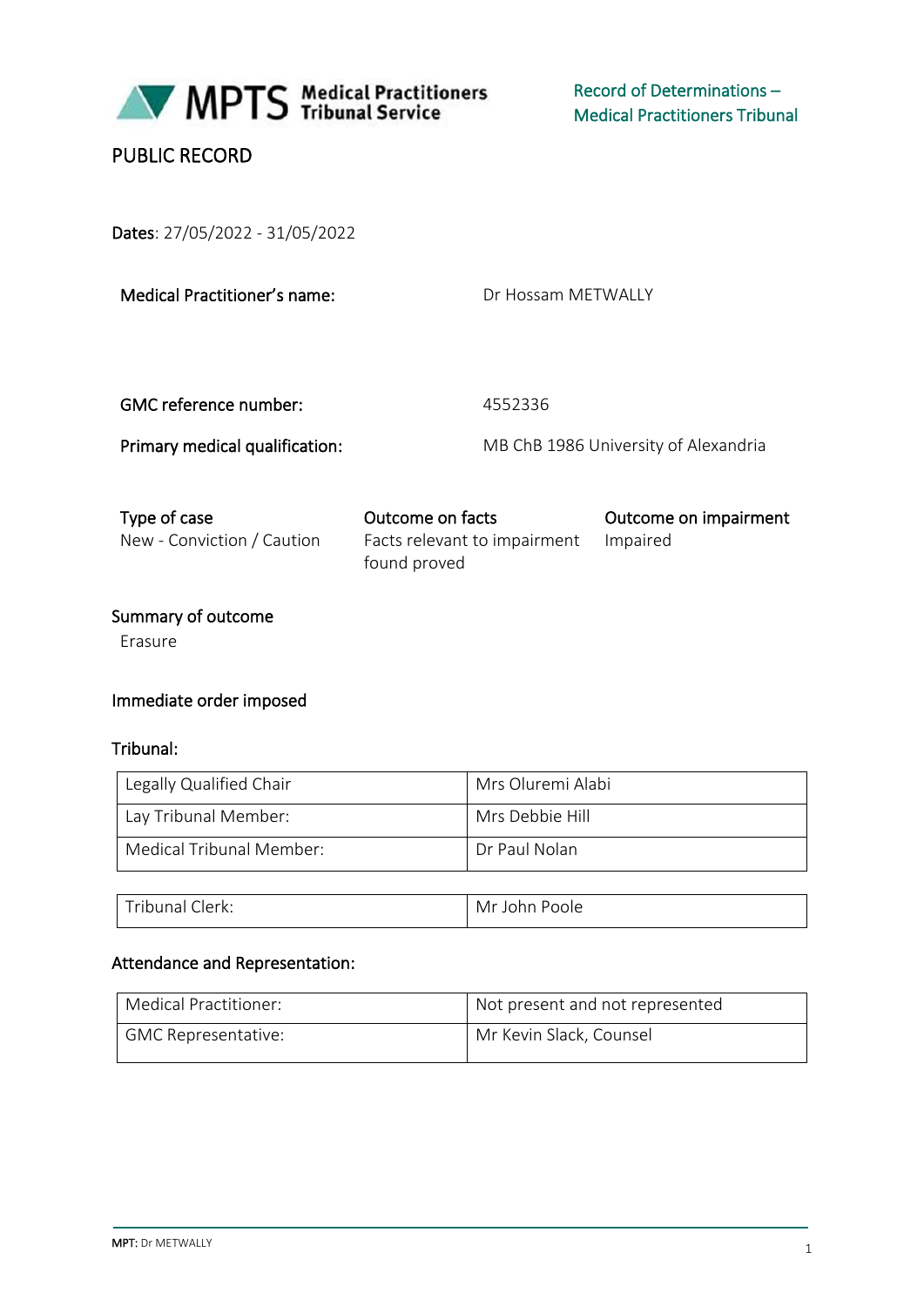Record of Determinations – Medical Practitioners Tribunal

PUBLIC RECORD

**Dates**: 27/05/2022 - 31/05/2022

| | |
|---|---|
| **Medical Practitioner's name:** | Dr Hossam METWALLY |
| **GMC reference number:** | 4552336 |
| **Primary medical qualification:** | MB ChB 1986 University of Alexandria |

| Type of case | Outcome on facts | Outcome on impairment |
|---|---|---|
| New - Conviction / Caution | Facts relevant to impairment found proved | Impaired |

**Summary of outcome**

Erasure

**Immediate order imposed**

**Tribunal:**

| | |
|---|---|
| Legally Qualified Chair | Mrs Oluremi Alabi |
| Lay Tribunal Member: | Mrs Debbie Hill |
| Medical Tribunal Member: | Dr Paul Nolan |

| | |
|---|---|
| Tribunal Clerk: | Mr John Poole |

**Attendance and Representation:**

| | |
|---|---|
| Medical Practitioner: | Not present and not represented |
| GMC Representative: | Mr Kevin Slack, Counsel |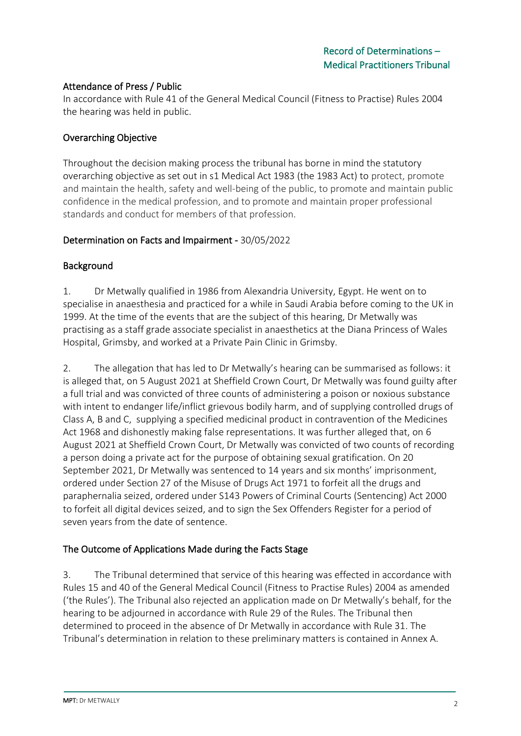## Attendance of Press / Public

In accordance with Rule 41 of the General Medical Council (Fitness to Practise) Rules 2004 the hearing was held in public.

## Overarching Objective

Throughout the decision making process the tribunal has borne in mind the statutory overarching objective as set out in s1 Medical Act 1983 (the 1983 Act) to protect, promote and maintain the health, safety and well-being of the public, to promote and maintain public confidence in the medical profession, and to promote and maintain proper professional standards and conduct for members of that profession.

## Determination on Facts and Impairment - 30/05/2022

## Background

1. Dr Metwally qualified in 1986 from Alexandria University, Egypt. He went on to specialise in anaesthesia and practiced for a while in Saudi Arabia before coming to the UK in 1999. At the time of the events that are the subject of this hearing, Dr Metwally was practising as a staff grade associate specialist in anaesthetics at the Diana Princess of Wales Hospital, Grimsby, and worked at a Private Pain Clinic in Grimsby.

2. The allegation that has led to Dr Metwally's hearing can be summarised as follows: it is alleged that, on 5 August 2021 at Sheffield Crown Court, Dr Metwally was found guilty after a full trial and was convicted of three counts of administering a poison or noxious substance with intent to endanger life/inflict grievous bodily harm, and of supplying controlled drugs of Class A, B and C, supplying a specified medicinal product in contravention of the Medicines Act 1968 and dishonestly making false representations. It was further alleged that, on 6 August 2021 at Sheffield Crown Court, Dr Metwally was convicted of two counts of recording a person doing a private act for the purpose of obtaining sexual gratification. On 20 September 2021, Dr Metwally was sentenced to 14 years and six months' imprisonment, ordered under Section 27 of the Misuse of Drugs Act 1971 to forfeit all the drugs and paraphernalia seized, ordered under S143 Powers of Criminal Courts (Sentencing) Act 2000 to forfeit all digital devices seized, and to sign the Sex Offenders Register for a period of seven years from the date of sentence.

## The Outcome of Applications Made during the Facts Stage

3. The Tribunal determined that service of this hearing was effected in accordance with Rules 15 and 40 of the General Medical Council (Fitness to Practise Rules) 2004 as amended ('the Rules'). The Tribunal also rejected an application made on Dr Metwally's behalf, for the hearing to be adjourned in accordance with Rule 29 of the Rules. The Tribunal then determined to proceed in the absence of Dr Metwally in accordance with Rule 31. The Tribunal's determination in relation to these preliminary matters is contained in Annex A.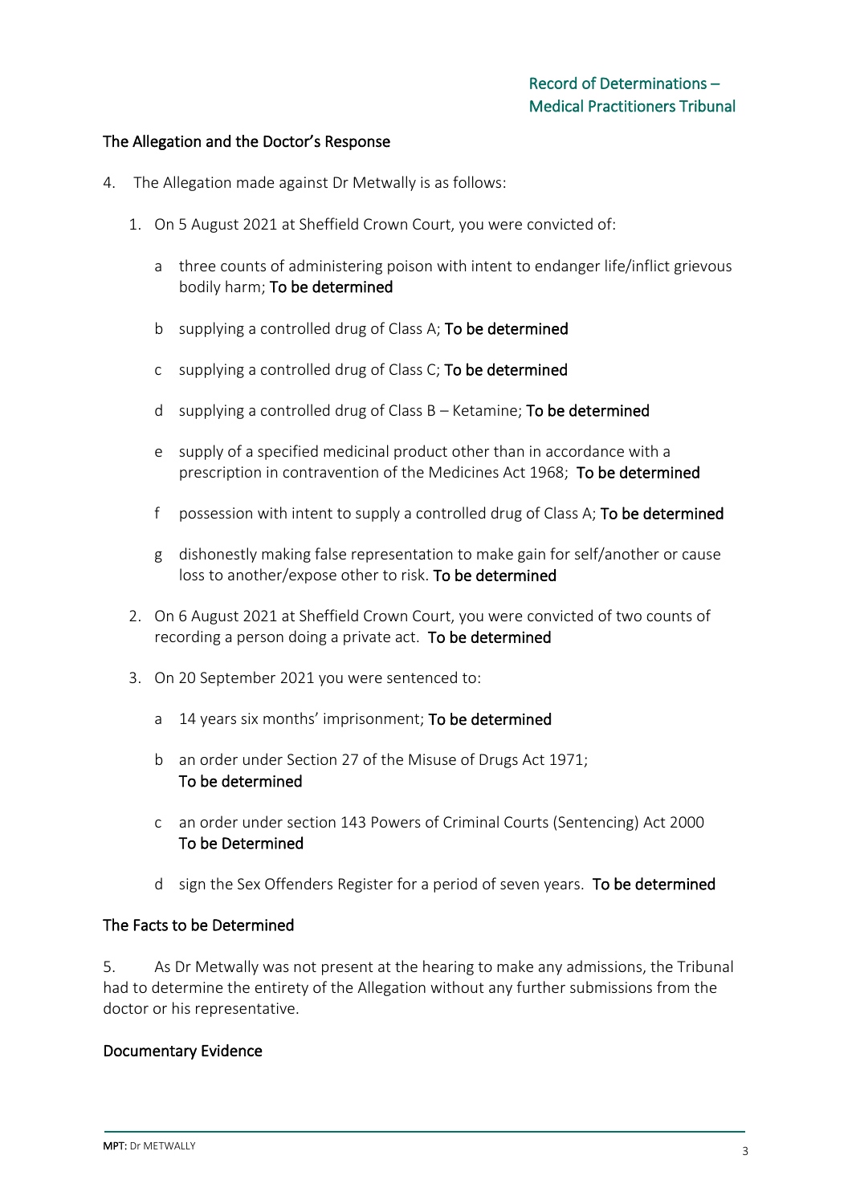## The Allegation and the Doctor's Response

4. The Allegation made against Dr Metwally is as follows:

   1. On 5 August 2021 at Sheffield Crown Court, you were convicted of:

      a three counts of administering poison with intent to endanger life/inflict grievous bodily harm; **To be determined**

      b supplying a controlled drug of Class A; **To be determined**

      c supplying a controlled drug of Class C; **To be determined**

      d supplying a controlled drug of Class B – Ketamine; **To be determined**

      e supply of a specified medicinal product other than in accordance with a prescription in contravention of the Medicines Act 1968; **To be determined**

      f possession with intent to supply a controlled drug of Class A; **To be determined**

      g dishonestly making false representation to make gain for self/another or cause loss to another/expose other to risk. **To be determined**

   2. On 6 August 2021 at Sheffield Crown Court, you were convicted of two counts of recording a person doing a private act. **To be determined**

   3. On 20 September 2021 you were sentenced to:

      a 14 years six months' imprisonment; **To be determined**

      b an order under Section 27 of the Misuse of Drugs Act 1971; **To be determined**

      c an order under section 143 Powers of Criminal Courts (Sentencing) Act 2000 **To be Determined**

      d sign the Sex Offenders Register for a period of seven years. **To be determined**

## The Facts to be Determined

5. As Dr Metwally was not present at the hearing to make any admissions, the Tribunal had to determine the entirety of the Allegation without any further submissions from the doctor or his representative.

## Documentary Evidence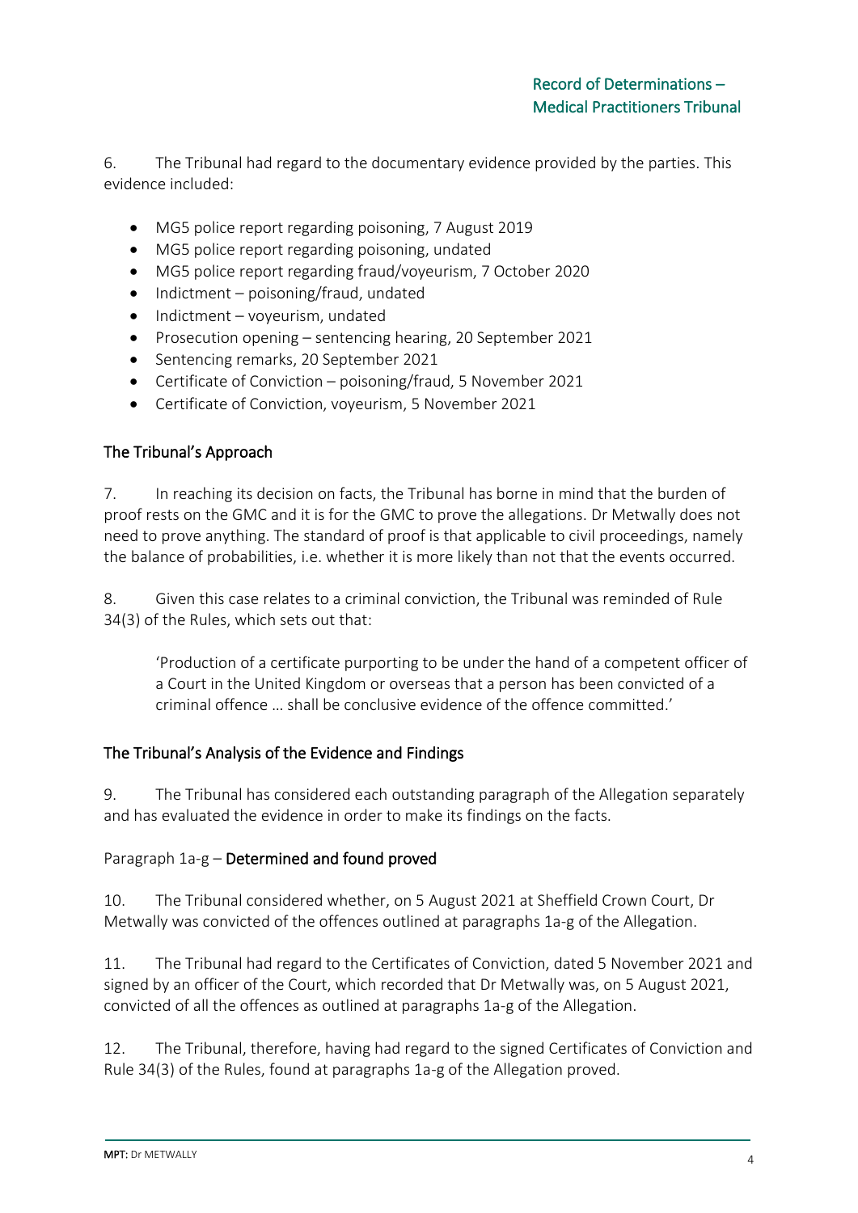6. The Tribunal had regard to the documentary evidence provided by the parties. This evidence included:

- MG5 police report regarding poisoning, 7 August 2019
- MG5 police report regarding poisoning, undated
- MG5 police report regarding fraud/voyeurism, 7 October 2020
- Indictment – poisoning/fraud, undated
- Indictment – voyeurism, undated
- Prosecution opening – sentencing hearing, 20 September 2021
- Sentencing remarks, 20 September 2021
- Certificate of Conviction – poisoning/fraud, 5 November 2021
- Certificate of Conviction, voyeurism, 5 November 2021

## The Tribunal's Approach

7. In reaching its decision on facts, the Tribunal has borne in mind that the burden of proof rests on the GMC and it is for the GMC to prove the allegations. Dr Metwally does not need to prove anything. The standard of proof is that applicable to civil proceedings, namely the balance of probabilities, i.e. whether it is more likely than not that the events occurred.

8. Given this case relates to a criminal conviction, the Tribunal was reminded of Rule 34(3) of the Rules, which sets out that:

> 'Production of a certificate purporting to be under the hand of a competent officer of a Court in the United Kingdom or overseas that a person has been convicted of a criminal offence … shall be conclusive evidence of the offence committed.'

## The Tribunal's Analysis of the Evidence and Findings

9. The Tribunal has considered each outstanding paragraph of the Allegation separately and has evaluated the evidence in order to make its findings on the facts.

### Paragraph 1a-g – **Determined and found proved**

10. The Tribunal considered whether, on 5 August 2021 at Sheffield Crown Court, Dr Metwally was convicted of the offences outlined at paragraphs 1a-g of the Allegation.

11. The Tribunal had regard to the Certificates of Conviction, dated 5 November 2021 and signed by an officer of the Court, which recorded that Dr Metwally was, on 5 August 2021, convicted of all the offences as outlined at paragraphs 1a-g of the Allegation.

12. The Tribunal, therefore, having had regard to the signed Certificates of Conviction and Rule 34(3) of the Rules, found at paragraphs 1a-g of the Allegation proved.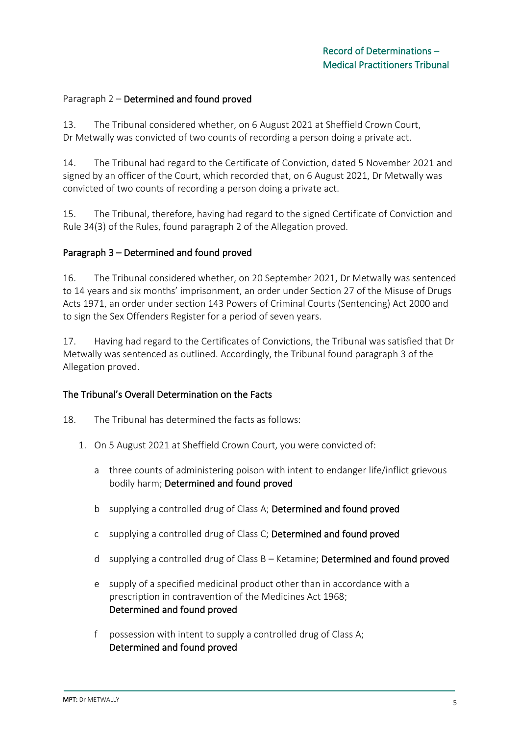Paragraph 2 – **Determined and found proved**

13. The Tribunal considered whether, on 6 August 2021 at Sheffield Crown Court, Dr Metwally was convicted of two counts of recording a person doing a private act.

14. The Tribunal had regard to the Certificate of Conviction, dated 5 November 2021 and signed by an officer of the Court, which recorded that, on 6 August 2021, Dr Metwally was convicted of two counts of recording a person doing a private act.

15. The Tribunal, therefore, having had regard to the signed Certificate of Conviction and Rule 34(3) of the Rules, found paragraph 2 of the Allegation proved.

### Paragraph 3 – Determined and found proved

16. The Tribunal considered whether, on 20 September 2021, Dr Metwally was sentenced to 14 years and six months' imprisonment, an order under Section 27 of the Misuse of Drugs Acts 1971, an order under section 143 Powers of Criminal Courts (Sentencing) Act 2000 and to sign the Sex Offenders Register for a period of seven years.

17. Having had regard to the Certificates of Convictions, the Tribunal was satisfied that Dr Metwally was sentenced as outlined. Accordingly, the Tribunal found paragraph 3 of the Allegation proved.

### The Tribunal's Overall Determination on the Facts

18. The Tribunal has determined the facts as follows:

1. On 5 August 2021 at Sheffield Crown Court, you were convicted of:

   a three counts of administering poison with intent to endanger life/inflict grievous bodily harm; **Determined and found proved**

   b supplying a controlled drug of Class A; **Determined and found proved**

   c supplying a controlled drug of Class C; **Determined and found proved**

   d supplying a controlled drug of Class B – Ketamine; **Determined and found proved**

   e supply of a specified medicinal product other than in accordance with a prescription in contravention of the Medicines Act 1968; **Determined and found proved**

   f possession with intent to supply a controlled drug of Class A; **Determined and found proved**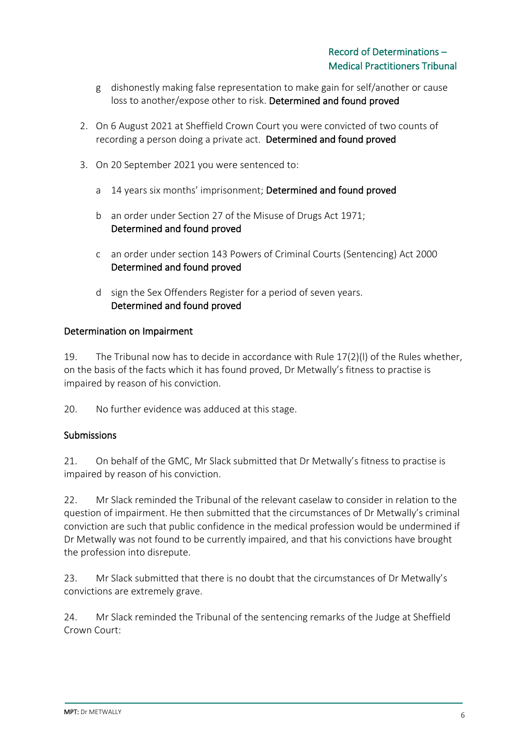g dishonestly making false representation to make gain for self/another or cause loss to another/expose other to risk. **Determined and found proved**

2. On 6 August 2021 at Sheffield Crown Court you were convicted of two counts of recording a person doing a private act. **Determined and found proved**

3. On 20 September 2021 you were sentenced to:

   a 14 years six months' imprisonment; **Determined and found proved**

   b an order under Section 27 of the Misuse of Drugs Act 1971; **Determined and found proved**

   c an order under section 143 Powers of Criminal Courts (Sentencing) Act 2000 **Determined and found proved**

   d sign the Sex Offenders Register for a period of seven years. **Determined and found proved**

## Determination on Impairment

19. The Tribunal now has to decide in accordance with Rule 17(2)(l) of the Rules whether, on the basis of the facts which it has found proved, Dr Metwally's fitness to practise is impaired by reason of his conviction.

20. No further evidence was adduced at this stage.

## Submissions

21. On behalf of the GMC, Mr Slack submitted that Dr Metwally's fitness to practise is impaired by reason of his conviction.

22. Mr Slack reminded the Tribunal of the relevant caselaw to consider in relation to the question of impairment. He then submitted that the circumstances of Dr Metwally's criminal conviction are such that public confidence in the medical profession would be undermined if Dr Metwally was not found to be currently impaired, and that his convictions have brought the profession into disrepute.

23. Mr Slack submitted that there is no doubt that the circumstances of Dr Metwally's convictions are extremely grave.

24. Mr Slack reminded the Tribunal of the sentencing remarks of the Judge at Sheffield Crown Court: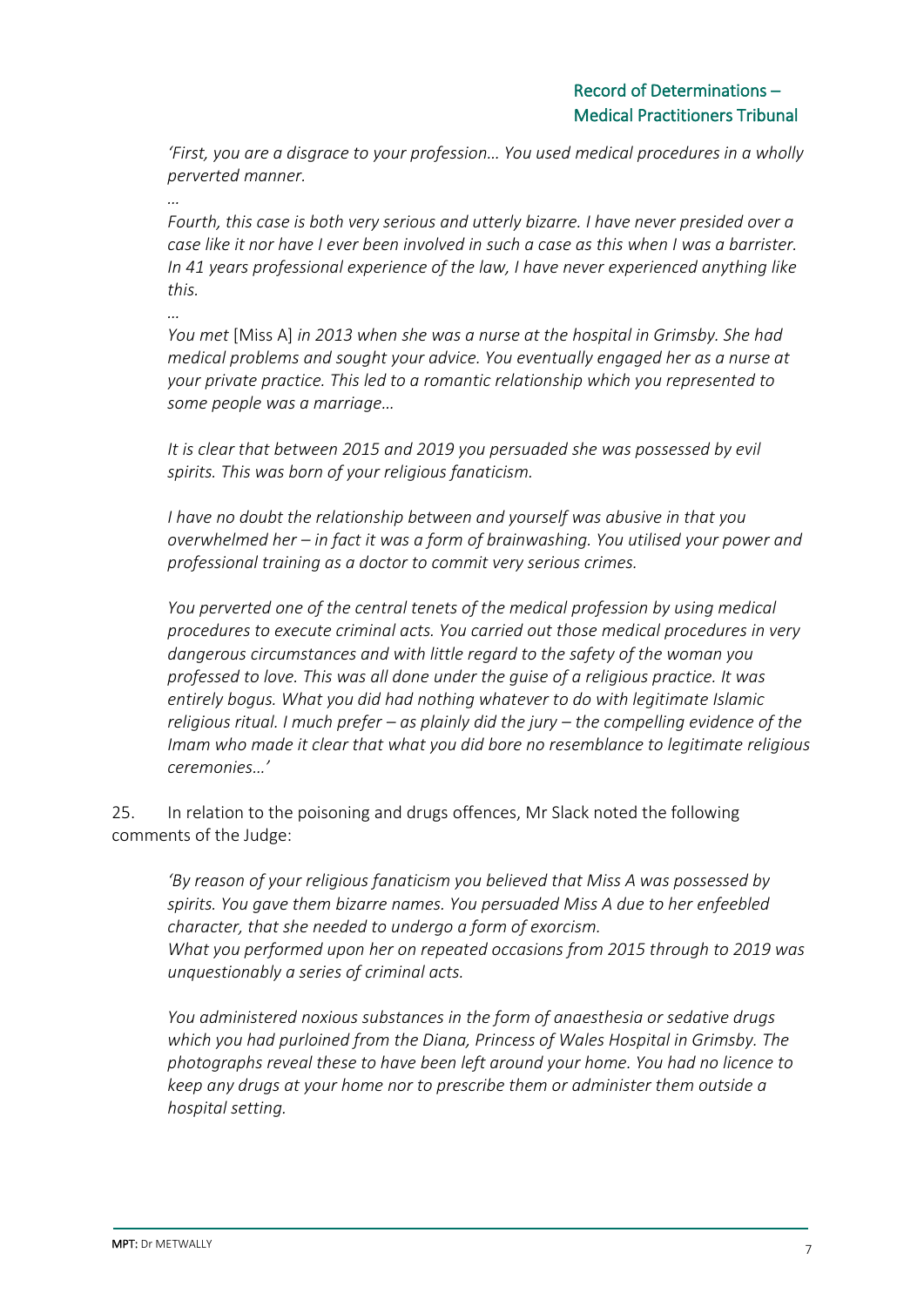*'First, you are a disgrace to your profession… You used medical procedures in a wholly perverted manner.*

*…*

*Fourth, this case is both very serious and utterly bizarre. I have never presided over a case like it nor have I ever been involved in such a case as this when I was a barrister. In 41 years professional experience of the law, I have never experienced anything like this.*

*…*

*You met* [Miss A] *in 2013 when she was a nurse at the hospital in Grimsby. She had medical problems and sought your advice. You eventually engaged her as a nurse at your private practice. This led to a romantic relationship which you represented to some people was a marriage…*

*It is clear that between 2015 and 2019 you persuaded she was possessed by evil spirits. This was born of your religious fanaticism.*

*I have no doubt the relationship between and yourself was abusive in that you overwhelmed her – in fact it was a form of brainwashing. You utilised your power and professional training as a doctor to commit very serious crimes.*

*You perverted one of the central tenets of the medical profession by using medical procedures to execute criminal acts. You carried out those medical procedures in very dangerous circumstances and with little regard to the safety of the woman you professed to love. This was all done under the guise of a religious practice. It was entirely bogus. What you did had nothing whatever to do with legitimate Islamic religious ritual. I much prefer – as plainly did the jury – the compelling evidence of the Imam who made it clear that what you did bore no resemblance to legitimate religious ceremonies…'*

25. In relation to the poisoning and drugs offences, Mr Slack noted the following comments of the Judge:

*'By reason of your religious fanaticism you believed that Miss A was possessed by spirits. You gave them bizarre names. You persuaded Miss A due to her enfeebled character, that she needed to undergo a form of exorcism.*
*What you performed upon her on repeated occasions from 2015 through to 2019 was unquestionably a series of criminal acts.*

*You administered noxious substances in the form of anaesthesia or sedative drugs which you had purloined from the Diana, Princess of Wales Hospital in Grimsby. The photographs reveal these to have been left around your home. You had no licence to keep any drugs at your home nor to prescribe them or administer them outside a hospital setting.*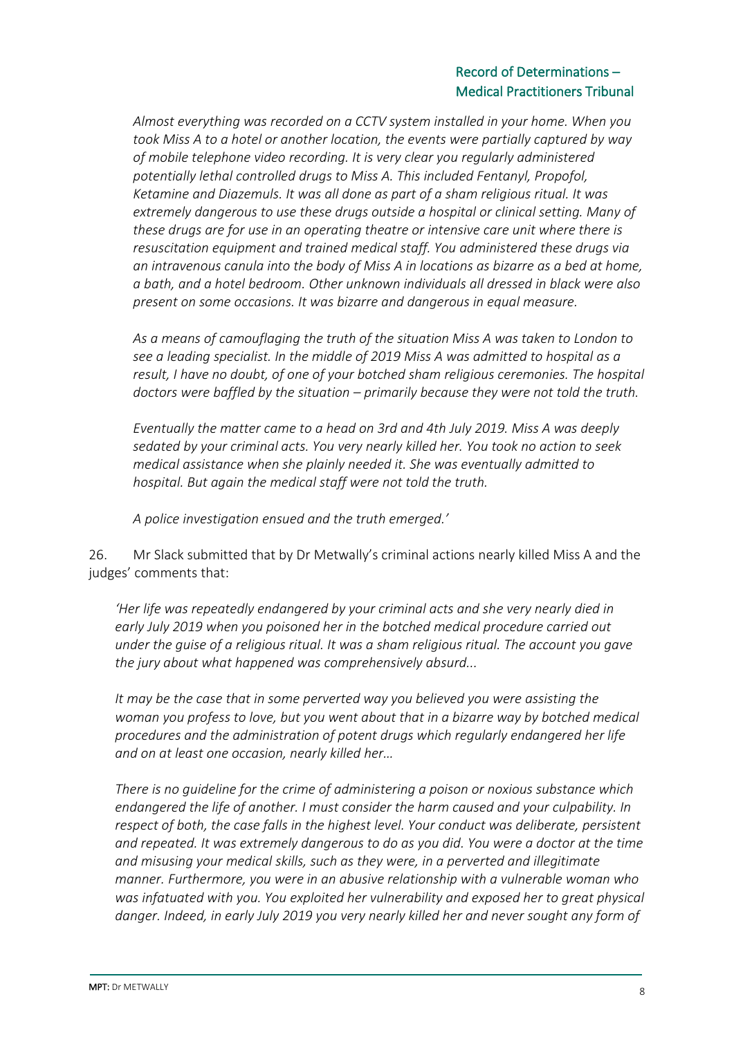*Almost everything was recorded on a CCTV system installed in your home. When you took Miss A to a hotel or another location, the events were partially captured by way of mobile telephone video recording. It is very clear you regularly administered potentially lethal controlled drugs to Miss A. This included Fentanyl, Propofol, Ketamine and Diazemuls. It was all done as part of a sham religious ritual. It was extremely dangerous to use these drugs outside a hospital or clinical setting. Many of these drugs are for use in an operating theatre or intensive care unit where there is resuscitation equipment and trained medical staff. You administered these drugs via an intravenous canula into the body of Miss A in locations as bizarre as a bed at home, a bath, and a hotel bedroom. Other unknown individuals all dressed in black were also present on some occasions. It was bizarre and dangerous in equal measure.*

*As a means of camouflaging the truth of the situation Miss A was taken to London to see a leading specialist. In the middle of 2019 Miss A was admitted to hospital as a result, I have no doubt, of one of your botched sham religious ceremonies. The hospital doctors were baffled by the situation – primarily because they were not told the truth.*

*Eventually the matter came to a head on 3rd and 4th July 2019. Miss A was deeply sedated by your criminal acts. You very nearly killed her. You took no action to seek medical assistance when she plainly needed it. She was eventually admitted to hospital. But again the medical staff were not told the truth.*

*A police investigation ensued and the truth emerged.'*

26. Mr Slack submitted that by Dr Metwally's criminal actions nearly killed Miss A and the judges' comments that:

*'Her life was repeatedly endangered by your criminal acts and she very nearly died in early July 2019 when you poisoned her in the botched medical procedure carried out under the guise of a religious ritual. It was a sham religious ritual. The account you gave the jury about what happened was comprehensively absurd...*

*It may be the case that in some perverted way you believed you were assisting the woman you profess to love, but you went about that in a bizarre way by botched medical procedures and the administration of potent drugs which regularly endangered her life and on at least one occasion, nearly killed her…*

*There is no guideline for the crime of administering a poison or noxious substance which endangered the life of another. I must consider the harm caused and your culpability. In respect of both, the case falls in the highest level. Your conduct was deliberate, persistent and repeated. It was extremely dangerous to do as you did. You were a doctor at the time and misusing your medical skills, such as they were, in a perverted and illegitimate manner. Furthermore, you were in an abusive relationship with a vulnerable woman who was infatuated with you. You exploited her vulnerability and exposed her to great physical danger. Indeed, in early July 2019 you very nearly killed her and never sought any form of*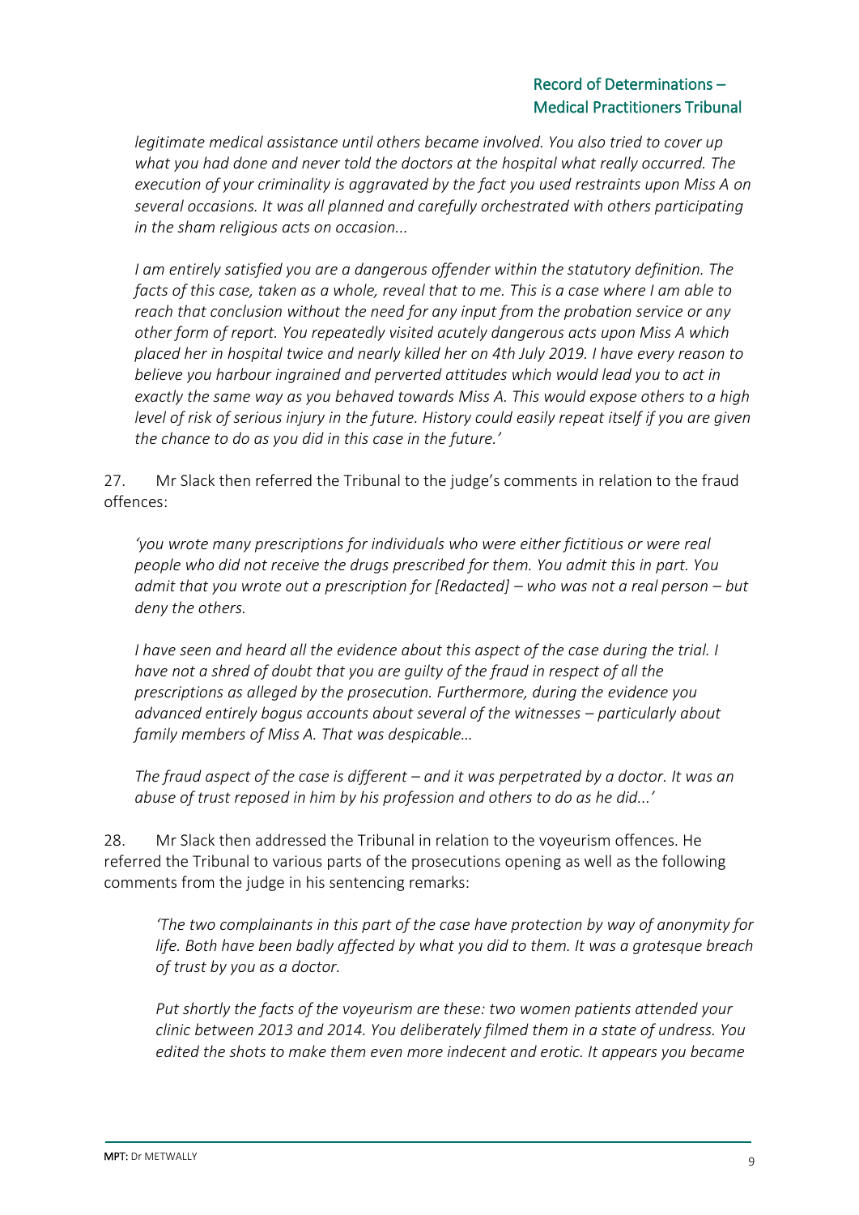*legitimate medical assistance until others became involved. You also tried to cover up what you had done and never told the doctors at the hospital what really occurred. The execution of your criminality is aggravated by the fact you used restraints upon Miss A on several occasions. It was all planned and carefully orchestrated with others participating in the sham religious acts on occasion...*

*I am entirely satisfied you are a dangerous offender within the statutory definition. The facts of this case, taken as a whole, reveal that to me. This is a case where I am able to reach that conclusion without the need for any input from the probation service or any other form of report. You repeatedly visited acutely dangerous acts upon Miss A which placed her in hospital twice and nearly killed her on 4th July 2019. I have every reason to believe you harbour ingrained and perverted attitudes which would lead you to act in exactly the same way as you behaved towards Miss A. This would expose others to a high level of risk of serious injury in the future. History could easily repeat itself if you are given the chance to do as you did in this case in the future.'*

27. Mr Slack then referred the Tribunal to the judge's comments in relation to the fraud offences:

*'you wrote many prescriptions for individuals who were either fictitious or were real people who did not receive the drugs prescribed for them. You admit this in part. You admit that you wrote out a prescription for [Redacted] – who was not a real person – but deny the others.*

*I have seen and heard all the evidence about this aspect of the case during the trial. I have not a shred of doubt that you are guilty of the fraud in respect of all the prescriptions as alleged by the prosecution. Furthermore, during the evidence you advanced entirely bogus accounts about several of the witnesses – particularly about family members of Miss A. That was despicable…*

*The fraud aspect of the case is different – and it was perpetrated by a doctor. It was an abuse of trust reposed in him by his profession and others to do as he did...'*

28. Mr Slack then addressed the Tribunal in relation to the voyeurism offences. He referred the Tribunal to various parts of the prosecutions opening as well as the following comments from the judge in his sentencing remarks:

*'The two complainants in this part of the case have protection by way of anonymity for life. Both have been badly affected by what you did to them. It was a grotesque breach of trust by you as a doctor.*

*Put shortly the facts of the voyeurism are these: two women patients attended your clinic between 2013 and 2014. You deliberately filmed them in a state of undress. You edited the shots to make them even more indecent and erotic. It appears you became*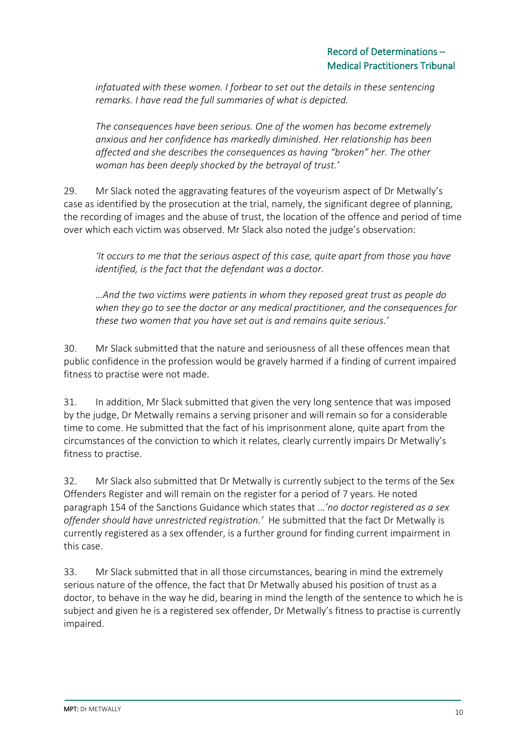*infatuated with these women. I forbear to set out the details in these sentencing remarks. I have read the full summaries of what is depicted.*

*The consequences have been serious. One of the women has become extremely anxious and her confidence has markedly diminished. Her relationship has been affected and she describes the consequences as having "broken" her. The other woman has been deeply shocked by the betrayal of trust.'*

29. Mr Slack noted the aggravating features of the voyeurism aspect of Dr Metwally's case as identified by the prosecution at the trial, namely, the significant degree of planning, the recording of images and the abuse of trust, the location of the offence and period of time over which each victim was observed. Mr Slack also noted the judge's observation:

*'It occurs to me that the serious aspect of this case, quite apart from those you have identified, is the fact that the defendant was a doctor.*

*…And the two victims were patients in whom they reposed great trust as people do when they go to see the doctor or any medical practitioner, and the consequences for these two women that you have set out is and remains quite serious.'*

30. Mr Slack submitted that the nature and seriousness of all these offences mean that public confidence in the profession would be gravely harmed if a finding of current impaired fitness to practise were not made.

31. In addition, Mr Slack submitted that given the very long sentence that was imposed by the judge, Dr Metwally remains a serving prisoner and will remain so for a considerable time to come. He submitted that the fact of his imprisonment alone, quite apart from the circumstances of the conviction to which it relates, clearly currently impairs Dr Metwally's fitness to practise.

32. Mr Slack also submitted that Dr Metwally is currently subject to the terms of the Sex Offenders Register and will remain on the register for a period of 7 years. He noted paragraph 154 of the Sanctions Guidance which states that …*'no doctor registered as a sex offender should have unrestricted registration.'* He submitted that the fact Dr Metwally is currently registered as a sex offender, is a further ground for finding current impairment in this case.

33. Mr Slack submitted that in all those circumstances, bearing in mind the extremely serious nature of the offence, the fact that Dr Metwally abused his position of trust as a doctor, to behave in the way he did, bearing in mind the length of the sentence to which he is subject and given he is a registered sex offender, Dr Metwally's fitness to practise is currently impaired.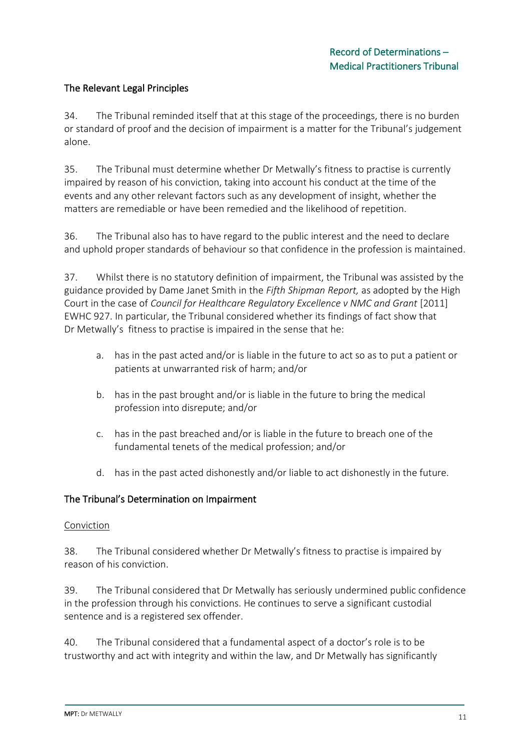### The Relevant Legal Principles

34. The Tribunal reminded itself that at this stage of the proceedings, there is no burden or standard of proof and the decision of impairment is a matter for the Tribunal's judgement alone.

35. The Tribunal must determine whether Dr Metwally's fitness to practise is currently impaired by reason of his conviction, taking into account his conduct at the time of the events and any other relevant factors such as any development of insight, whether the matters are remediable or have been remedied and the likelihood of repetition.

36. The Tribunal also has to have regard to the public interest and the need to declare and uphold proper standards of behaviour so that confidence in the profession is maintained.

37. Whilst there is no statutory definition of impairment, the Tribunal was assisted by the guidance provided by Dame Janet Smith in the *Fifth Shipman Report,* as adopted by the High Court in the case of *Council for Healthcare Regulatory Excellence v NMC and Grant* [2011] EWHC 927. In particular, the Tribunal considered whether its findings of fact show that Dr Metwally's fitness to practise is impaired in the sense that he:

a. has in the past acted and/or is liable in the future to act so as to put a patient or patients at unwarranted risk of harm; and/or

b. has in the past brought and/or is liable in the future to bring the medical profession into disrepute; and/or

c. has in the past breached and/or is liable in the future to breach one of the fundamental tenets of the medical profession; and/or

d. has in the past acted dishonestly and/or liable to act dishonestly in the future.

### The Tribunal's Determination on Impairment

#### Conviction

38. The Tribunal considered whether Dr Metwally's fitness to practise is impaired by reason of his conviction.

39. The Tribunal considered that Dr Metwally has seriously undermined public confidence in the profession through his convictions. He continues to serve a significant custodial sentence and is a registered sex offender.

40. The Tribunal considered that a fundamental aspect of a doctor's role is to be trustworthy and act with integrity and within the law, and Dr Metwally has significantly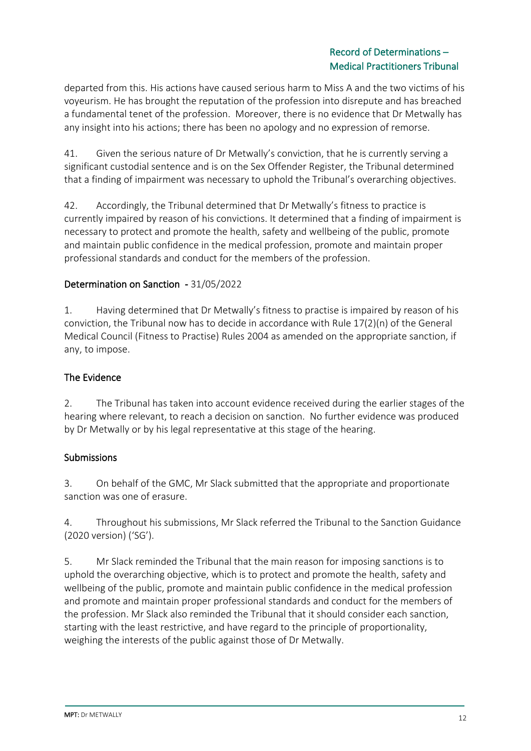departed from this. His actions have caused serious harm to Miss A and the two victims of his voyeurism. He has brought the reputation of the profession into disrepute and has breached a fundamental tenet of the profession. Moreover, there is no evidence that Dr Metwally has any insight into his actions; there has been no apology and no expression of remorse.

41. Given the serious nature of Dr Metwally's conviction, that he is currently serving a significant custodial sentence and is on the Sex Offender Register, the Tribunal determined that a finding of impairment was necessary to uphold the Tribunal's overarching objectives.

42. Accordingly, the Tribunal determined that Dr Metwally's fitness to practice is currently impaired by reason of his convictions. It determined that a finding of impairment is necessary to protect and promote the health, safety and wellbeing of the public, promote and maintain public confidence in the medical profession, promote and maintain proper professional standards and conduct for the members of the profession.

## Determination on Sanction - 31/05/2022

1. Having determined that Dr Metwally's fitness to practise is impaired by reason of his conviction, the Tribunal now has to decide in accordance with Rule 17(2)(n) of the General Medical Council (Fitness to Practise) Rules 2004 as amended on the appropriate sanction, if any, to impose.

## The Evidence

2. The Tribunal has taken into account evidence received during the earlier stages of the hearing where relevant, to reach a decision on sanction. No further evidence was produced by Dr Metwally or by his legal representative at this stage of the hearing.

## Submissions

3. On behalf of the GMC, Mr Slack submitted that the appropriate and proportionate sanction was one of erasure.

4. Throughout his submissions, Mr Slack referred the Tribunal to the Sanction Guidance (2020 version) ('SG').

5. Mr Slack reminded the Tribunal that the main reason for imposing sanctions is to uphold the overarching objective, which is to protect and promote the health, safety and wellbeing of the public, promote and maintain public confidence in the medical profession and promote and maintain proper professional standards and conduct for the members of the profession. Mr Slack also reminded the Tribunal that it should consider each sanction, starting with the least restrictive, and have regard to the principle of proportionality, weighing the interests of the public against those of Dr Metwally.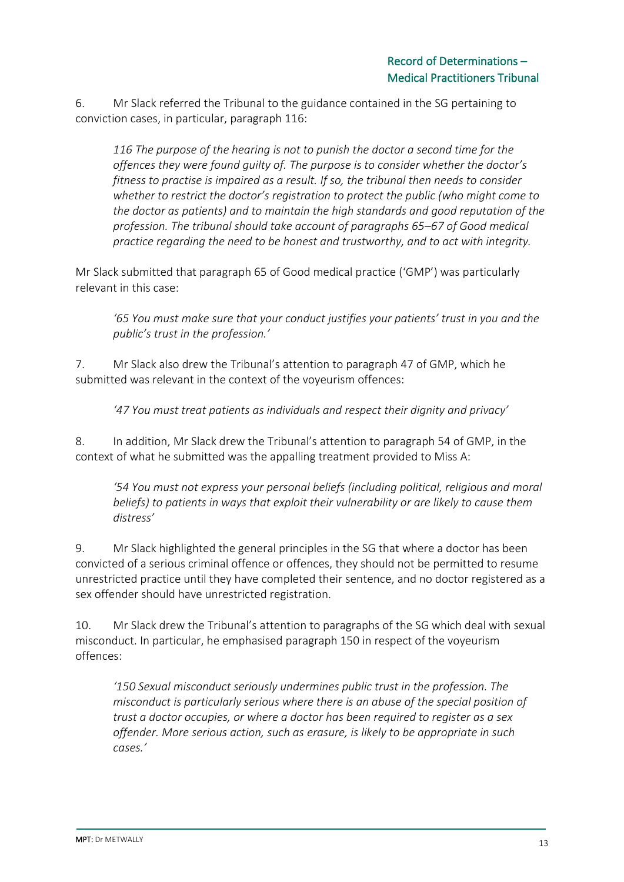6. Mr Slack referred the Tribunal to the guidance contained in the SG pertaining to conviction cases, in particular, paragraph 116:

> *116 The purpose of the hearing is not to punish the doctor a second time for the offences they were found guilty of. The purpose is to consider whether the doctor's fitness to practise is impaired as a result. If so, the tribunal then needs to consider whether to restrict the doctor's registration to protect the public (who might come to the doctor as patients) and to maintain the high standards and good reputation of the profession. The tribunal should take account of paragraphs 65–67 of Good medical practice regarding the need to be honest and trustworthy, and to act with integrity.*

Mr Slack submitted that paragraph 65 of Good medical practice ('GMP') was particularly relevant in this case:

> *'65 You must make sure that your conduct justifies your patients' trust in you and the public's trust in the profession.'*

7. Mr Slack also drew the Tribunal's attention to paragraph 47 of GMP, which he submitted was relevant in the context of the voyeurism offences:

> *'47 You must treat patients as individuals and respect their dignity and privacy'*

8. In addition, Mr Slack drew the Tribunal's attention to paragraph 54 of GMP, in the context of what he submitted was the appalling treatment provided to Miss A:

> *'54 You must not express your personal beliefs (including political, religious and moral beliefs) to patients in ways that exploit their vulnerability or are likely to cause them distress'*

9. Mr Slack highlighted the general principles in the SG that where a doctor has been convicted of a serious criminal offence or offences, they should not be permitted to resume unrestricted practice until they have completed their sentence, and no doctor registered as a sex offender should have unrestricted registration.

10. Mr Slack drew the Tribunal's attention to paragraphs of the SG which deal with sexual misconduct. In particular, he emphasised paragraph 150 in respect of the voyeurism offences:

> *'150 Sexual misconduct seriously undermines public trust in the profession. The misconduct is particularly serious where there is an abuse of the special position of trust a doctor occupies, or where a doctor has been required to register as a sex offender. More serious action, such as erasure, is likely to be appropriate in such cases.'*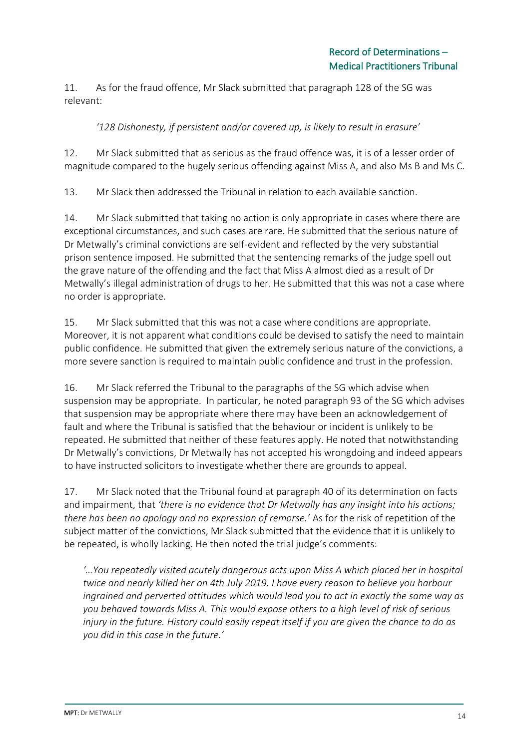11. As for the fraud offence, Mr Slack submitted that paragraph 128 of the SG was relevant:

*'128 Dishonesty, if persistent and/or covered up, is likely to result in erasure'*

12. Mr Slack submitted that as serious as the fraud offence was, it is of a lesser order of magnitude compared to the hugely serious offending against Miss A, and also Ms B and Ms C.

13. Mr Slack then addressed the Tribunal in relation to each available sanction.

14. Mr Slack submitted that taking no action is only appropriate in cases where there are exceptional circumstances, and such cases are rare. He submitted that the serious nature of Dr Metwally's criminal convictions are self-evident and reflected by the very substantial prison sentence imposed. He submitted that the sentencing remarks of the judge spell out the grave nature of the offending and the fact that Miss A almost died as a result of Dr Metwally's illegal administration of drugs to her. He submitted that this was not a case where no order is appropriate.

15. Mr Slack submitted that this was not a case where conditions are appropriate. Moreover, it is not apparent what conditions could be devised to satisfy the need to maintain public confidence. He submitted that given the extremely serious nature of the convictions, a more severe sanction is required to maintain public confidence and trust in the profession.

16. Mr Slack referred the Tribunal to the paragraphs of the SG which advise when suspension may be appropriate. In particular, he noted paragraph 93 of the SG which advises that suspension may be appropriate where there may have been an acknowledgement of fault and where the Tribunal is satisfied that the behaviour or incident is unlikely to be repeated. He submitted that neither of these features apply. He noted that notwithstanding Dr Metwally's convictions, Dr Metwally has not accepted his wrongdoing and indeed appears to have instructed solicitors to investigate whether there are grounds to appeal.

17. Mr Slack noted that the Tribunal found at paragraph 40 of its determination on facts and impairment, that *'there is no evidence that Dr Metwally has any insight into his actions; there has been no apology and no expression of remorse.'* As for the risk of repetition of the subject matter of the convictions, Mr Slack submitted that the evidence that it is unlikely to be repeated, is wholly lacking. He then noted the trial judge's comments:

*'…You repeatedly visited acutely dangerous acts upon Miss A which placed her in hospital twice and nearly killed her on 4th July 2019. I have every reason to believe you harbour ingrained and perverted attitudes which would lead you to act in exactly the same way as you behaved towards Miss A. This would expose others to a high level of risk of serious injury in the future. History could easily repeat itself if you are given the chance to do as you did in this case in the future.'*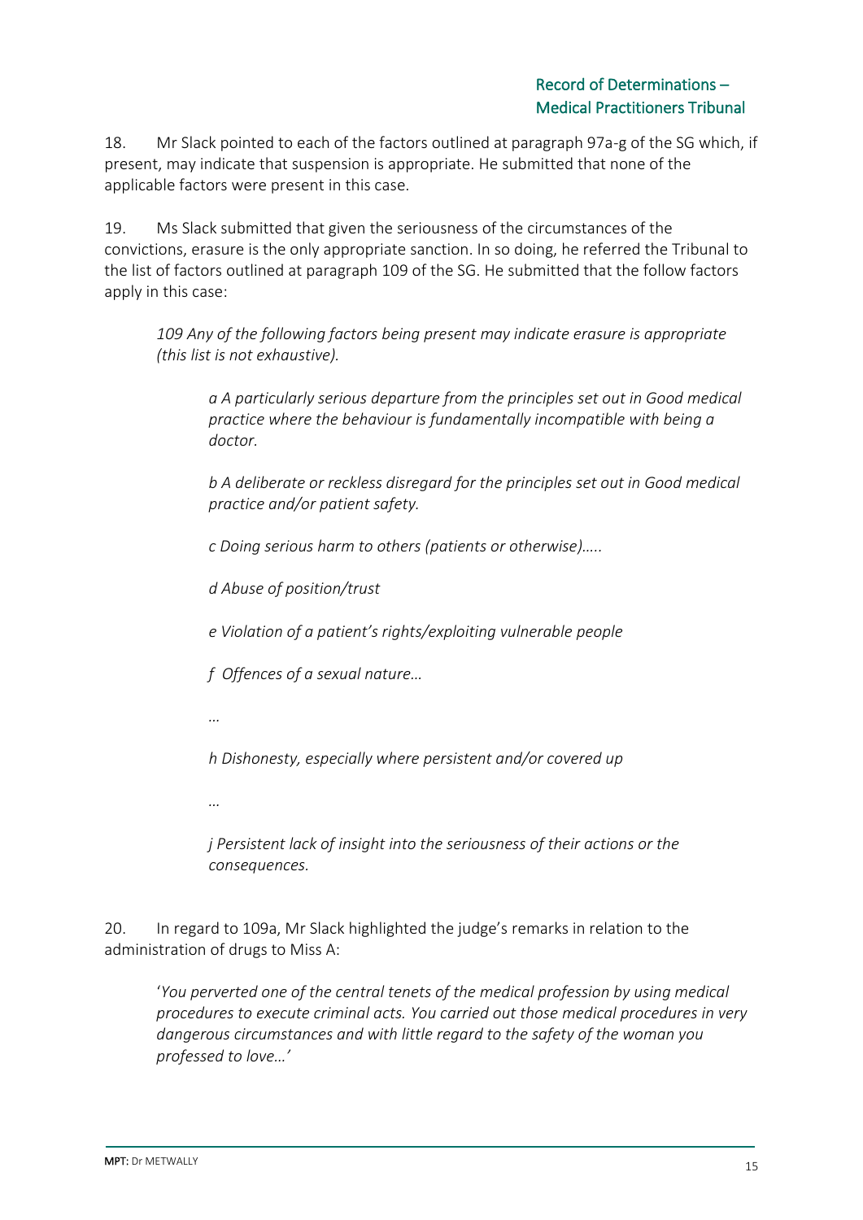18. Mr Slack pointed to each of the factors outlined at paragraph 97a-g of the SG which, if present, may indicate that suspension is appropriate. He submitted that none of the applicable factors were present in this case.

19. Ms Slack submitted that given the seriousness of the circumstances of the convictions, erasure is the only appropriate sanction. In so doing, he referred the Tribunal to the list of factors outlined at paragraph 109 of the SG. He submitted that the follow factors apply in this case:

> *109 Any of the following factors being present may indicate erasure is appropriate (this list is not exhaustive).*
>
> > *a A particularly serious departure from the principles set out in Good medical practice where the behaviour is fundamentally incompatible with being a doctor.*
> >
> > *b A deliberate or reckless disregard for the principles set out in Good medical practice and/or patient safety.*
> >
> > *c Doing serious harm to others (patients or otherwise)…..*
> >
> > *d Abuse of position/trust*
> >
> > *e Violation of a patient's rights/exploiting vulnerable people*
> >
> > *f Offences of a sexual nature…*
> >
> > *…*
> >
> > *h Dishonesty, especially where persistent and/or covered up*
> >
> > *…*
> >
> > *j Persistent lack of insight into the seriousness of their actions or the consequences.*

20. In regard to 109a, Mr Slack highlighted the judge's remarks in relation to the administration of drugs to Miss A:

> '*You perverted one of the central tenets of the medical profession by using medical procedures to execute criminal acts. You carried out those medical procedures in very dangerous circumstances and with little regard to the safety of the woman you professed to love…'*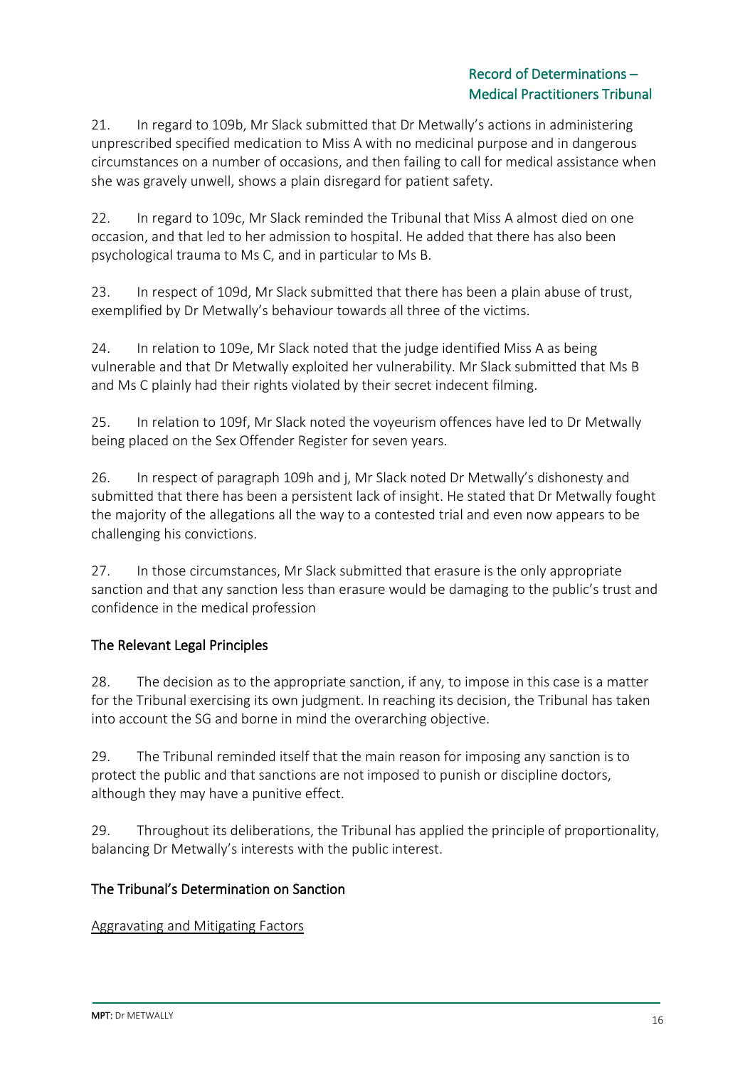21. In regard to 109b, Mr Slack submitted that Dr Metwally's actions in administering unprescribed specified medication to Miss A with no medicinal purpose and in dangerous circumstances on a number of occasions, and then failing to call for medical assistance when she was gravely unwell, shows a plain disregard for patient safety.

22. In regard to 109c, Mr Slack reminded the Tribunal that Miss A almost died on one occasion, and that led to her admission to hospital. He added that there has also been psychological trauma to Ms C, and in particular to Ms B.

23. In respect of 109d, Mr Slack submitted that there has been a plain abuse of trust, exemplified by Dr Metwally's behaviour towards all three of the victims.

24. In relation to 109e, Mr Slack noted that the judge identified Miss A as being vulnerable and that Dr Metwally exploited her vulnerability. Mr Slack submitted that Ms B and Ms C plainly had their rights violated by their secret indecent filming.

25. In relation to 109f, Mr Slack noted the voyeurism offences have led to Dr Metwally being placed on the Sex Offender Register for seven years.

26. In respect of paragraph 109h and j, Mr Slack noted Dr Metwally's dishonesty and submitted that there has been a persistent lack of insight. He stated that Dr Metwally fought the majority of the allegations all the way to a contested trial and even now appears to be challenging his convictions.

27. In those circumstances, Mr Slack submitted that erasure is the only appropriate sanction and that any sanction less than erasure would be damaging to the public's trust and confidence in the medical profession

## The Relevant Legal Principles

28. The decision as to the appropriate sanction, if any, to impose in this case is a matter for the Tribunal exercising its own judgment. In reaching its decision, the Tribunal has taken into account the SG and borne in mind the overarching objective.

29. The Tribunal reminded itself that the main reason for imposing any sanction is to protect the public and that sanctions are not imposed to punish or discipline doctors, although they may have a punitive effect.

29. Throughout its deliberations, the Tribunal has applied the principle of proportionality, balancing Dr Metwally's interests with the public interest.

## The Tribunal's Determination on Sanction

### Aggravating and Mitigating Factors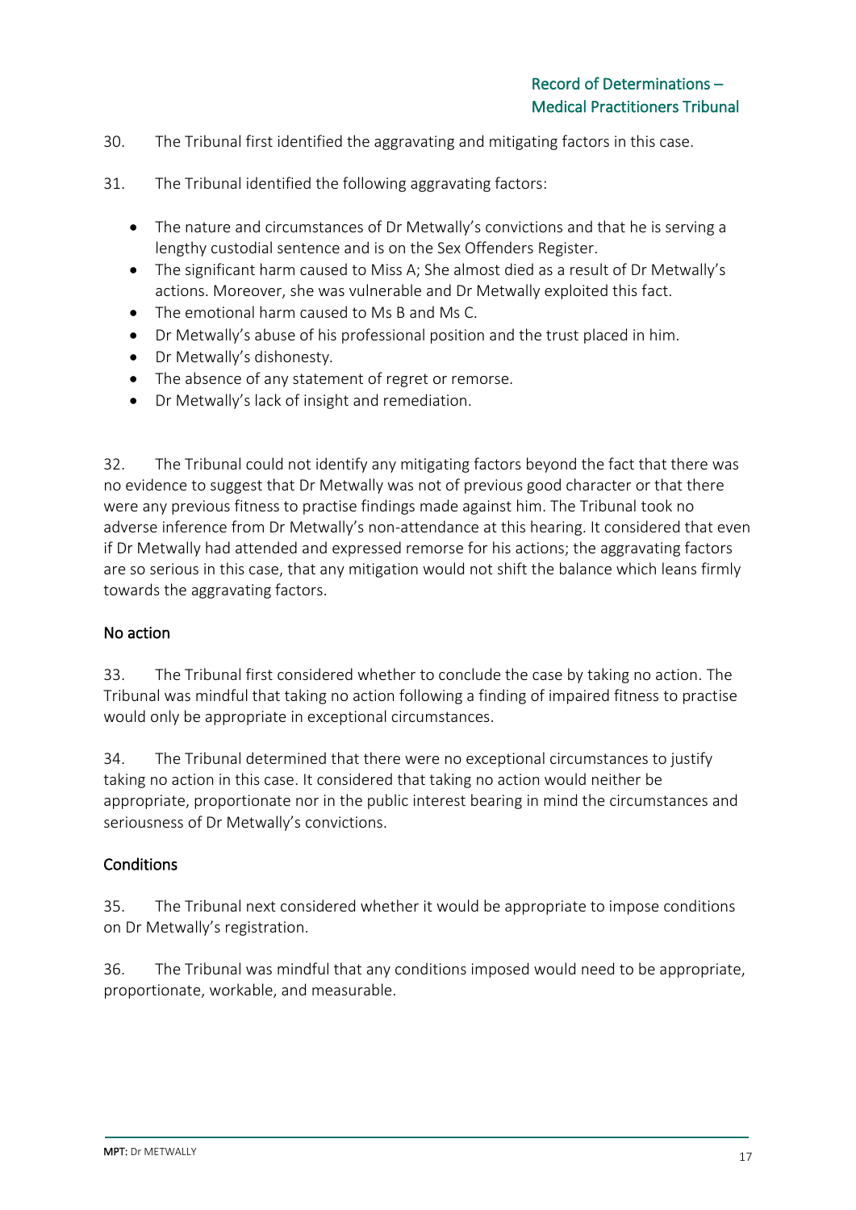30. The Tribunal first identified the aggravating and mitigating factors in this case.

31. The Tribunal identified the following aggravating factors:

- The nature and circumstances of Dr Metwally's convictions and that he is serving a lengthy custodial sentence and is on the Sex Offenders Register.
- The significant harm caused to Miss A; She almost died as a result of Dr Metwally's actions. Moreover, she was vulnerable and Dr Metwally exploited this fact.
- The emotional harm caused to Ms B and Ms C.
- Dr Metwally's abuse of his professional position and the trust placed in him.
- Dr Metwally's dishonesty.
- The absence of any statement of regret or remorse.
- Dr Metwally's lack of insight and remediation.

32. The Tribunal could not identify any mitigating factors beyond the fact that there was no evidence to suggest that Dr Metwally was not of previous good character or that there were any previous fitness to practise findings made against him. The Tribunal took no adverse inference from Dr Metwally's non-attendance at this hearing. It considered that even if Dr Metwally had attended and expressed remorse for his actions; the aggravating factors are so serious in this case, that any mitigation would not shift the balance which leans firmly towards the aggravating factors.

## No action

33. The Tribunal first considered whether to conclude the case by taking no action. The Tribunal was mindful that taking no action following a finding of impaired fitness to practise would only be appropriate in exceptional circumstances.

34. The Tribunal determined that there were no exceptional circumstances to justify taking no action in this case. It considered that taking no action would neither be appropriate, proportionate nor in the public interest bearing in mind the circumstances and seriousness of Dr Metwally's convictions.

## Conditions

35. The Tribunal next considered whether it would be appropriate to impose conditions on Dr Metwally's registration.

36. The Tribunal was mindful that any conditions imposed would need to be appropriate, proportionate, workable, and measurable.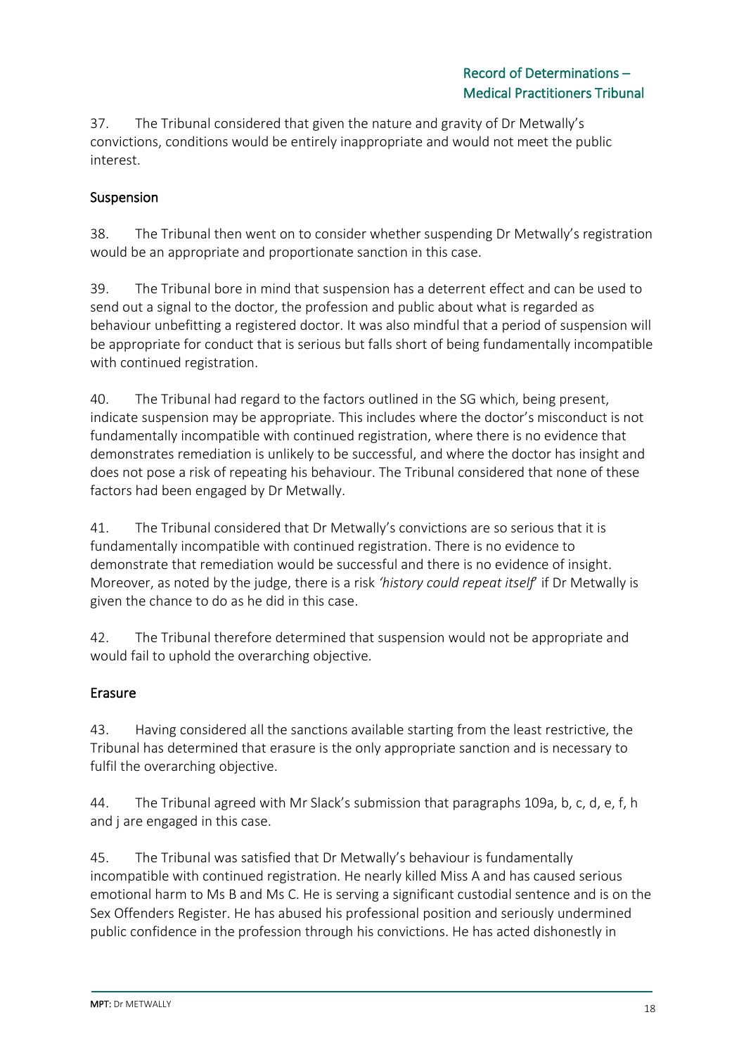37. The Tribunal considered that given the nature and gravity of Dr Metwally's convictions, conditions would be entirely inappropriate and would not meet the public interest.

## Suspension

38. The Tribunal then went on to consider whether suspending Dr Metwally's registration would be an appropriate and proportionate sanction in this case.

39. The Tribunal bore in mind that suspension has a deterrent effect and can be used to send out a signal to the doctor, the profession and public about what is regarded as behaviour unbefitting a registered doctor. It was also mindful that a period of suspension will be appropriate for conduct that is serious but falls short of being fundamentally incompatible with continued registration.

40. The Tribunal had regard to the factors outlined in the SG which, being present, indicate suspension may be appropriate. This includes where the doctor's misconduct is not fundamentally incompatible with continued registration, where there is no evidence that demonstrates remediation is unlikely to be successful, and where the doctor has insight and does not pose a risk of repeating his behaviour. The Tribunal considered that none of these factors had been engaged by Dr Metwally.

41. The Tribunal considered that Dr Metwally's convictions are so serious that it is fundamentally incompatible with continued registration. There is no evidence to demonstrate that remediation would be successful and there is no evidence of insight. Moreover, as noted by the judge, there is a risk *'history could repeat itself'* if Dr Metwally is given the chance to do as he did in this case.

42. The Tribunal therefore determined that suspension would not be appropriate and would fail to uphold the overarching objective.

## Erasure

43. Having considered all the sanctions available starting from the least restrictive, the Tribunal has determined that erasure is the only appropriate sanction and is necessary to fulfil the overarching objective.

44. The Tribunal agreed with Mr Slack's submission that paragraphs 109a, b, c, d, e, f, h and j are engaged in this case.

45. The Tribunal was satisfied that Dr Metwally's behaviour is fundamentally incompatible with continued registration. He nearly killed Miss A and has caused serious emotional harm to Ms B and Ms C. He is serving a significant custodial sentence and is on the Sex Offenders Register. He has abused his professional position and seriously undermined public confidence in the profession through his convictions. He has acted dishonestly in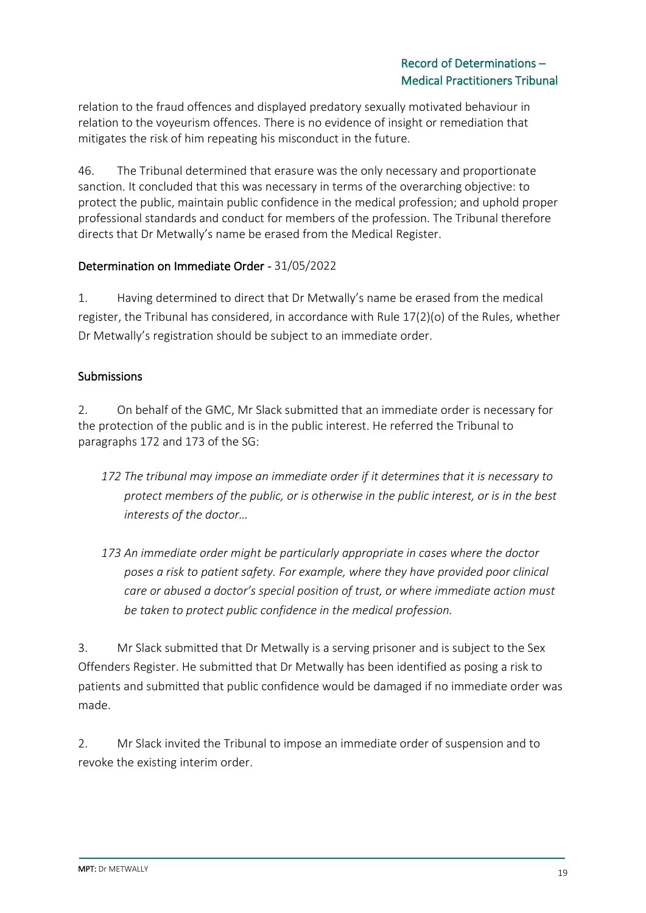relation to the fraud offences and displayed predatory sexually motivated behaviour in relation to the voyeurism offences. There is no evidence of insight or remediation that mitigates the risk of him repeating his misconduct in the future.

46. The Tribunal determined that erasure was the only necessary and proportionate sanction. It concluded that this was necessary in terms of the overarching objective: to protect the public, maintain public confidence in the medical profession; and uphold proper professional standards and conduct for members of the profession. The Tribunal therefore directs that Dr Metwally's name be erased from the Medical Register.

## Determination on Immediate Order - 31/05/2022

1. Having determined to direct that Dr Metwally's name be erased from the medical register, the Tribunal has considered, in accordance with Rule 17(2)(o) of the Rules, whether Dr Metwally's registration should be subject to an immediate order.

### Submissions

2. On behalf of the GMC, Mr Slack submitted that an immediate order is necessary for the protection of the public and is in the public interest. He referred the Tribunal to paragraphs 172 and 173 of the SG:

> *172 The tribunal may impose an immediate order if it determines that it is necessary to protect members of the public, or is otherwise in the public interest, or is in the best interests of the doctor…*
>
> *173 An immediate order might be particularly appropriate in cases where the doctor poses a risk to patient safety. For example, where they have provided poor clinical care or abused a doctor's special position of trust, or where immediate action must be taken to protect public confidence in the medical profession.*

3. Mr Slack submitted that Dr Metwally is a serving prisoner and is subject to the Sex Offenders Register. He submitted that Dr Metwally has been identified as posing a risk to patients and submitted that public confidence would be damaged if no immediate order was made.

2. Mr Slack invited the Tribunal to impose an immediate order of suspension and to revoke the existing interim order.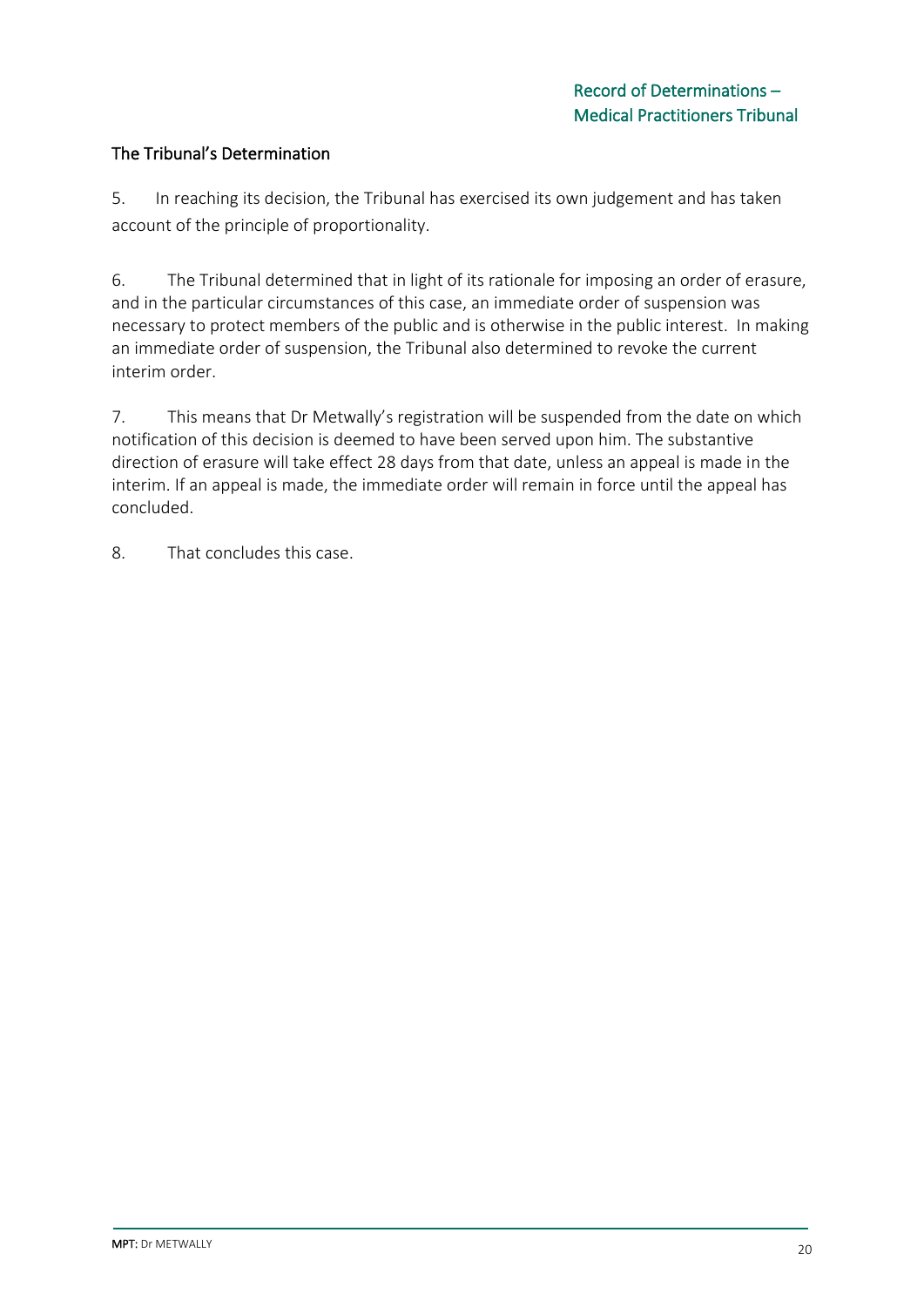## The Tribunal's Determination

5. In reaching its decision, the Tribunal has exercised its own judgement and has taken account of the principle of proportionality.

6. The Tribunal determined that in light of its rationale for imposing an order of erasure, and in the particular circumstances of this case, an immediate order of suspension was necessary to protect members of the public and is otherwise in the public interest. In making an immediate order of suspension, the Tribunal also determined to revoke the current interim order.

7. This means that Dr Metwally's registration will be suspended from the date on which notification of this decision is deemed to have been served upon him. The substantive direction of erasure will take effect 28 days from that date, unless an appeal is made in the interim. If an appeal is made, the immediate order will remain in force until the appeal has concluded.

8. That concludes this case.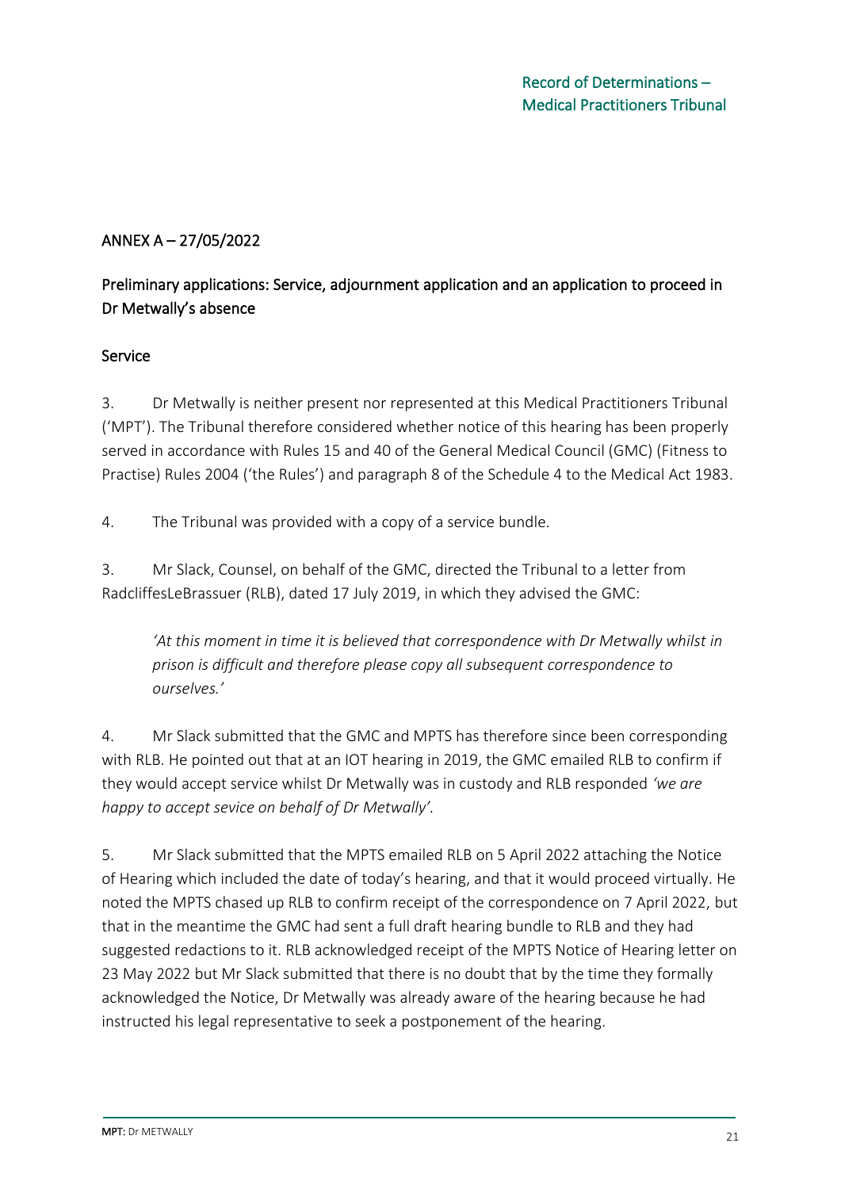## ANNEX A – 27/05/2022

## Preliminary applications: Service, adjournment application and an application to proceed in Dr Metwally's absence

### Service

3. Dr Metwally is neither present nor represented at this Medical Practitioners Tribunal ('MPT'). The Tribunal therefore considered whether notice of this hearing has been properly served in accordance with Rules 15 and 40 of the General Medical Council (GMC) (Fitness to Practise) Rules 2004 ('the Rules') and paragraph 8 of the Schedule 4 to the Medical Act 1983.

4. The Tribunal was provided with a copy of a service bundle.

3. Mr Slack, Counsel, on behalf of the GMC, directed the Tribunal to a letter from RadcliffesLeBrassuer (RLB), dated 17 July 2019, in which they advised the GMC:

> *'At this moment in time it is believed that correspondence with Dr Metwally whilst in prison is difficult and therefore please copy all subsequent correspondence to ourselves.'*

4. Mr Slack submitted that the GMC and MPTS has therefore since been corresponding with RLB. He pointed out that at an IOT hearing in 2019, the GMC emailed RLB to confirm if they would accept service whilst Dr Metwally was in custody and RLB responded *'we are happy to accept sevice on behalf of Dr Metwally'.*

5. Mr Slack submitted that the MPTS emailed RLB on 5 April 2022 attaching the Notice of Hearing which included the date of today's hearing, and that it would proceed virtually. He noted the MPTS chased up RLB to confirm receipt of the correspondence on 7 April 2022, but that in the meantime the GMC had sent a full draft hearing bundle to RLB and they had suggested redactions to it. RLB acknowledged receipt of the MPTS Notice of Hearing letter on 23 May 2022 but Mr Slack submitted that there is no doubt that by the time they formally acknowledged the Notice, Dr Metwally was already aware of the hearing because he had instructed his legal representative to seek a postponement of the hearing.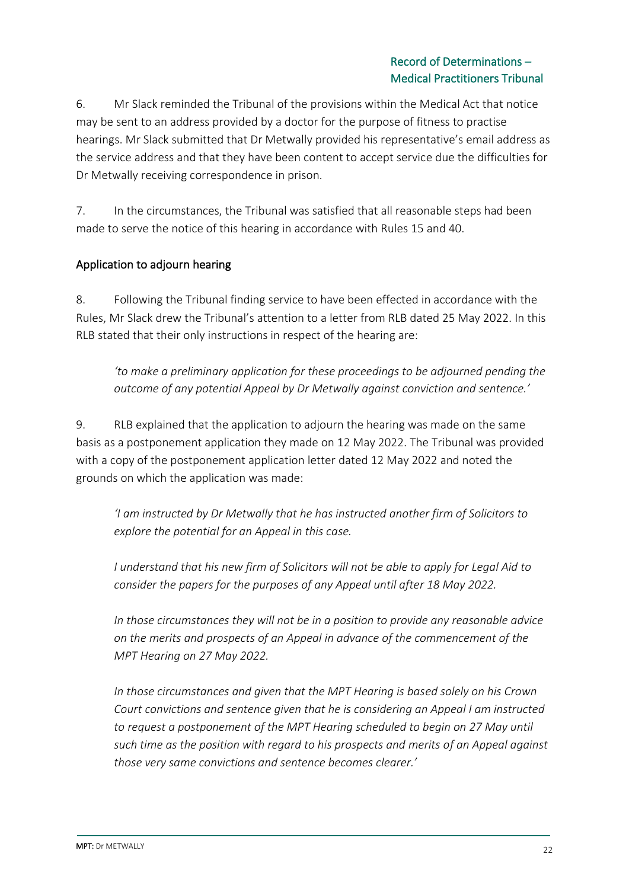6. Mr Slack reminded the Tribunal of the provisions within the Medical Act that notice may be sent to an address provided by a doctor for the purpose of fitness to practise hearings. Mr Slack submitted that Dr Metwally provided his representative's email address as the service address and that they have been content to accept service due the difficulties for Dr Metwally receiving correspondence in prison.

7. In the circumstances, the Tribunal was satisfied that all reasonable steps had been made to serve the notice of this hearing in accordance with Rules 15 and 40.

## Application to adjourn hearing

8. Following the Tribunal finding service to have been effected in accordance with the Rules, Mr Slack drew the Tribunal's attention to a letter from RLB dated 25 May 2022. In this RLB stated that their only instructions in respect of the hearing are:

> *'to make a preliminary application for these proceedings to be adjourned pending the outcome of any potential Appeal by Dr Metwally against conviction and sentence.'*

9. RLB explained that the application to adjourn the hearing was made on the same basis as a postponement application they made on 12 May 2022. The Tribunal was provided with a copy of the postponement application letter dated 12 May 2022 and noted the grounds on which the application was made:

> *'I am instructed by Dr Metwally that he has instructed another firm of Solicitors to explore the potential for an Appeal in this case.*
>
> *I understand that his new firm of Solicitors will not be able to apply for Legal Aid to consider the papers for the purposes of any Appeal until after 18 May 2022.*
>
> *In those circumstances they will not be in a position to provide any reasonable advice on the merits and prospects of an Appeal in advance of the commencement of the MPT Hearing on 27 May 2022.*
>
> *In those circumstances and given that the MPT Hearing is based solely on his Crown Court convictions and sentence given that he is considering an Appeal I am instructed to request a postponement of the MPT Hearing scheduled to begin on 27 May until such time as the position with regard to his prospects and merits of an Appeal against those very same convictions and sentence becomes clearer.'*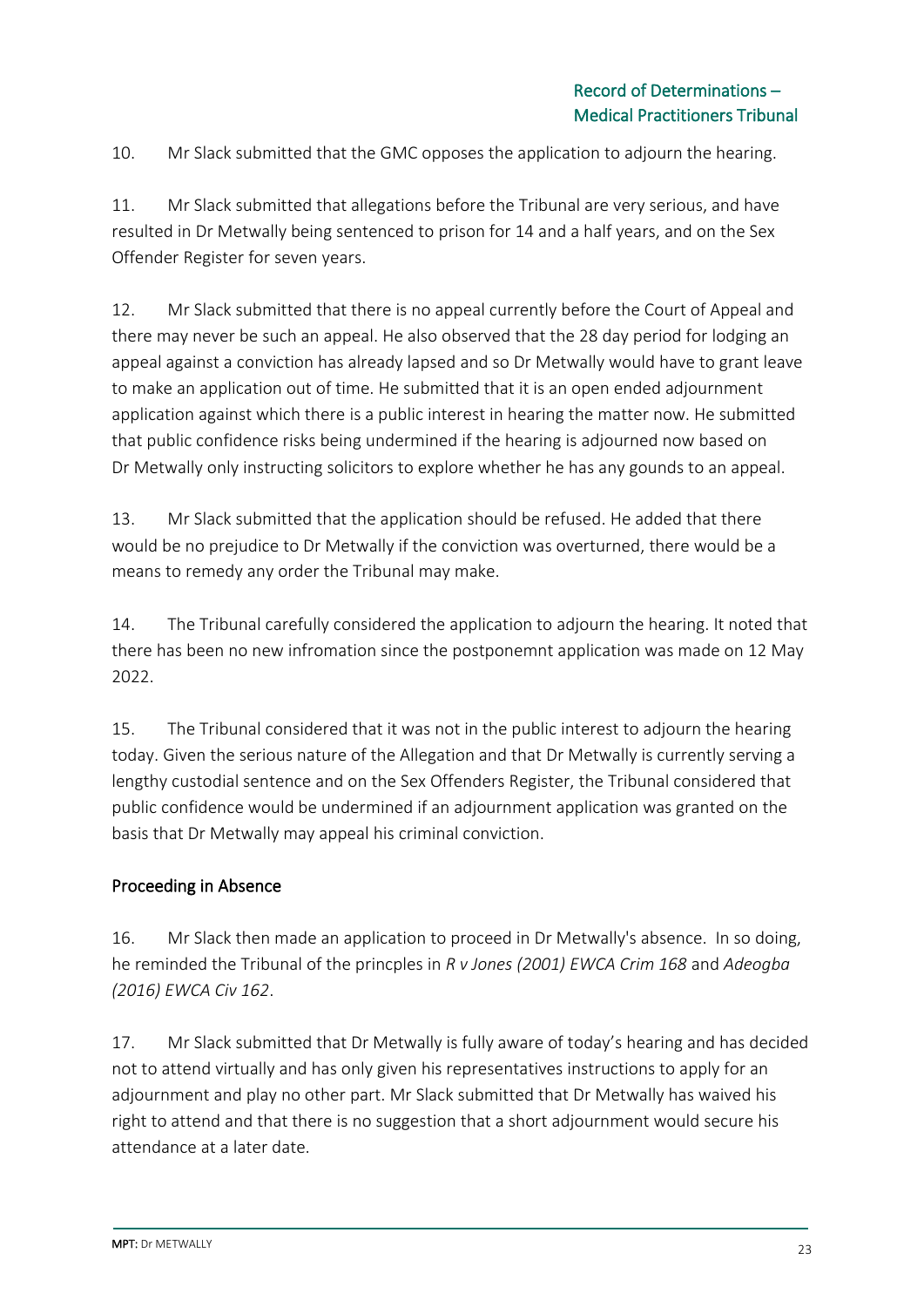10. Mr Slack submitted that the GMC opposes the application to adjourn the hearing.

11. Mr Slack submitted that allegations before the Tribunal are very serious, and have resulted in Dr Metwally being sentenced to prison for 14 and a half years, and on the Sex Offender Register for seven years.

12. Mr Slack submitted that there is no appeal currently before the Court of Appeal and there may never be such an appeal. He also observed that the 28 day period for lodging an appeal against a conviction has already lapsed and so Dr Metwally would have to grant leave to make an application out of time. He submitted that it is an open ended adjournment application against which there is a public interest in hearing the matter now. He submitted that public confidence risks being undermined if the hearing is adjourned now based on Dr Metwally only instructing solicitors to explore whether he has any gounds to an appeal.

13. Mr Slack submitted that the application should be refused. He added that there would be no prejudice to Dr Metwally if the conviction was overturned, there would be a means to remedy any order the Tribunal may make.

14. The Tribunal carefully considered the application to adjourn the hearing. It noted that there has been no new infromation since the postponemnt application was made on 12 May 2022.

15. The Tribunal considered that it was not in the public interest to adjourn the hearing today. Given the serious nature of the Allegation and that Dr Metwally is currently serving a lengthy custodial sentence and on the Sex Offenders Register, the Tribunal considered that public confidence would be undermined if an adjournment application was granted on the basis that Dr Metwally may appeal his criminal conviction.

## Proceeding in Absence

16. Mr Slack then made an application to proceed in Dr Metwally's absence. In so doing, he reminded the Tribunal of the princples in *R v Jones (2001) EWCA Crim 168* and *Adeogba (2016) EWCA Civ 162*.

17. Mr Slack submitted that Dr Metwally is fully aware of today's hearing and has decided not to attend virtually and has only given his representatives instructions to apply for an adjournment and play no other part. Mr Slack submitted that Dr Metwally has waived his right to attend and that there is no suggestion that a short adjournment would secure his attendance at a later date.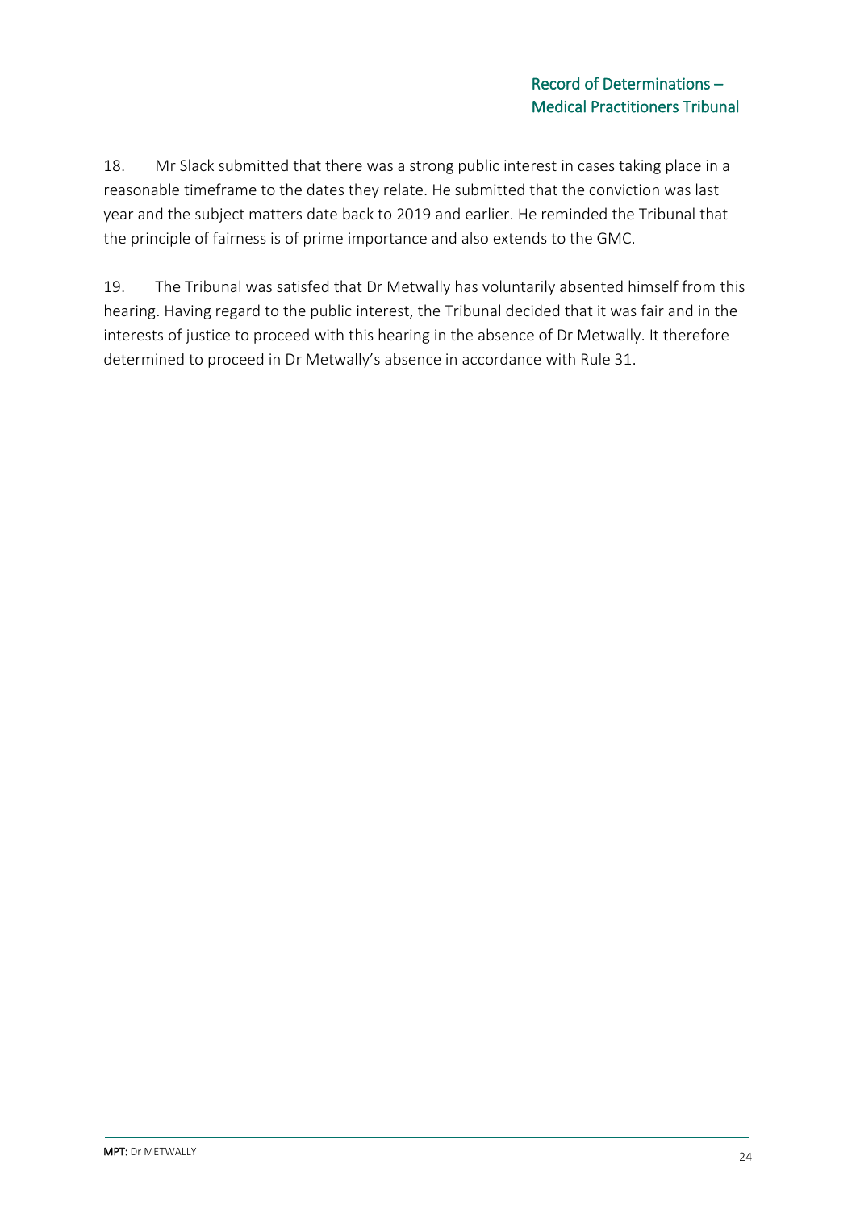18. Mr Slack submitted that there was a strong public interest in cases taking place in a reasonable timeframe to the dates they relate. He submitted that the conviction was last year and the subject matters date back to 2019 and earlier. He reminded the Tribunal that the principle of fairness is of prime importance and also extends to the GMC.

19. The Tribunal was satisfed that Dr Metwally has voluntarily absented himself from this hearing. Having regard to the public interest, the Tribunal decided that it was fair and in the interests of justice to proceed with this hearing in the absence of Dr Metwally. It therefore determined to proceed in Dr Metwally's absence in accordance with Rule 31.